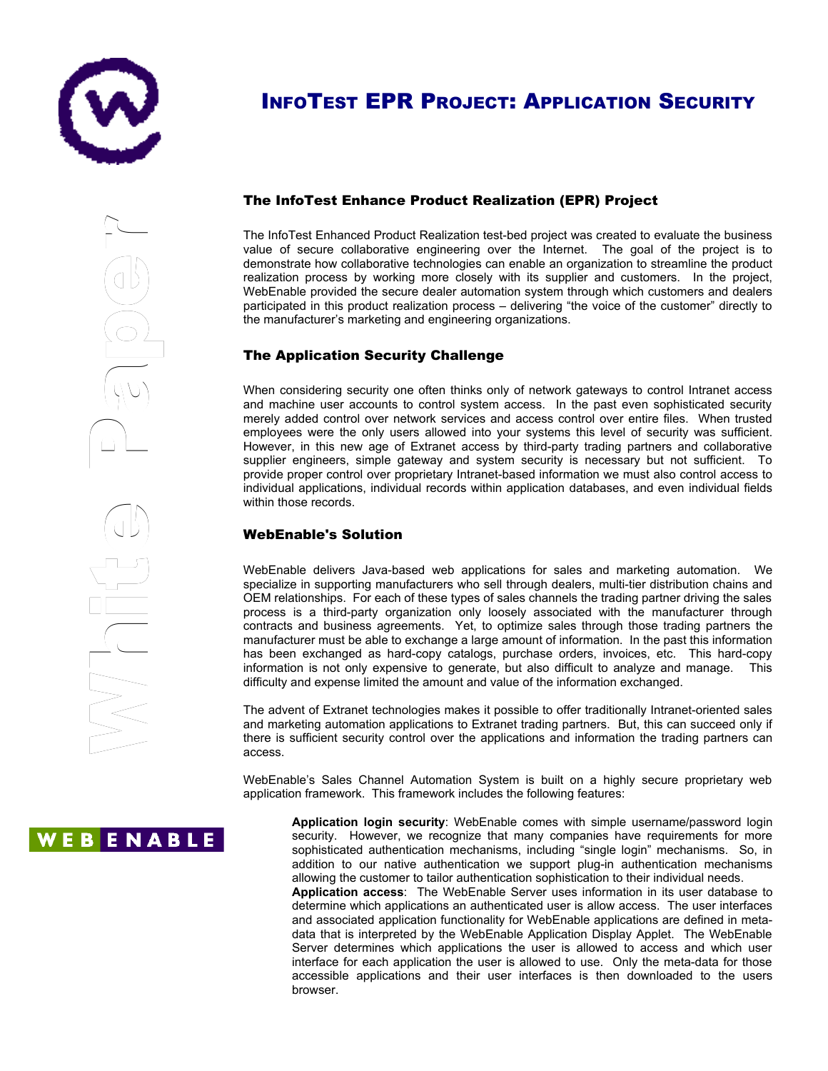# InfoTest EPR Project: Application Security

## The InfoTest Enhance Product Realization (EPR) Project

The InfoTest Enhanced Product Realization test-bed project was created to evaluate the business value of secure collaborative engineering over the Internet. The goal of the project is to demonstrate how collaborative technologies can enable an organization to streamline the product realization process by working more closely with its supplier and customers. In the project, WebEnable provided the secure dealer automation system through which customers and dealers participated in this product realization process – delivering "the voice of the customer" directly to the manufacturer's marketing and engineering organizations.

## The Application Security Challenge

When considering security one often thinks only of network gateways to control Intranet access and machine user accounts to control system access. In the past even sophisticated security merely added control over network services and access control over entire files. When trusted employees were the only users allowed into your systems this level of security was sufficient. However, in this new age of Extranet access by third-party trading partners and collaborative supplier engineers, simple gateway and system security is necessary but not sufficient. To provide proper control over proprietary Intranet-based information we must also control access to individual applications, individual records within application databases, and even individual fields within those records.

## WebEnable's Solution

WebEnable delivers Java-based web applications for sales and marketing automation. We specialize in supporting manufacturers who sell through dealers, multi-tier distribution chains and OEM relationships. For each of these types of sales channels the trading partner driving the sales process is a third-party organization only loosely associated with the manufacturer through contracts and business agreements. Yet, to optimize sales through those trading partners the manufacturer must be able to exchange a large amount of information. In the past this information has been exchanged as hard-copy catalogs, purchase orders, invoices, etc. This hard-copy information is not only expensive to generate, but also difficult to analyze and manage. This difficulty and expense limited the amount and value of the information exchanged.

The advent of Extranet technologies makes it possible to offer traditionally Intranet-oriented sales and marketing automation applications to Extranet trading partners. But, this can succeed only if there is sufficient security control over the applications and information the trading partners can access.

WebEnable's Sales Channel Automation System is built on a highly secure proprietary web application framework. This framework includes the following features:

**Application login security**: WebEnable comes with simple username/password login security. However, we recognize that many companies have requirements for more sophisticated authentication mechanisms, including "single login" mechanisms. So, in addition to our native authentication we support plug-in authentication mechanisms allowing the customer to tailor authentication sophistication to their individual needs.

**Application access**: The WebEnable Server uses information in its user database to determine which applications an authenticated user is allow access. The user interfaces and associated application functionality for WebEnable applications are defined in meta-data that is interpreted by the WebEnable Application Display Applet. The WebEnable Server determines which applications the user is allowed to access and which user interface for each application the user is allowed to use. Only the meta-data for those accessible applications and their user interfaces is then downloaded to the users browser.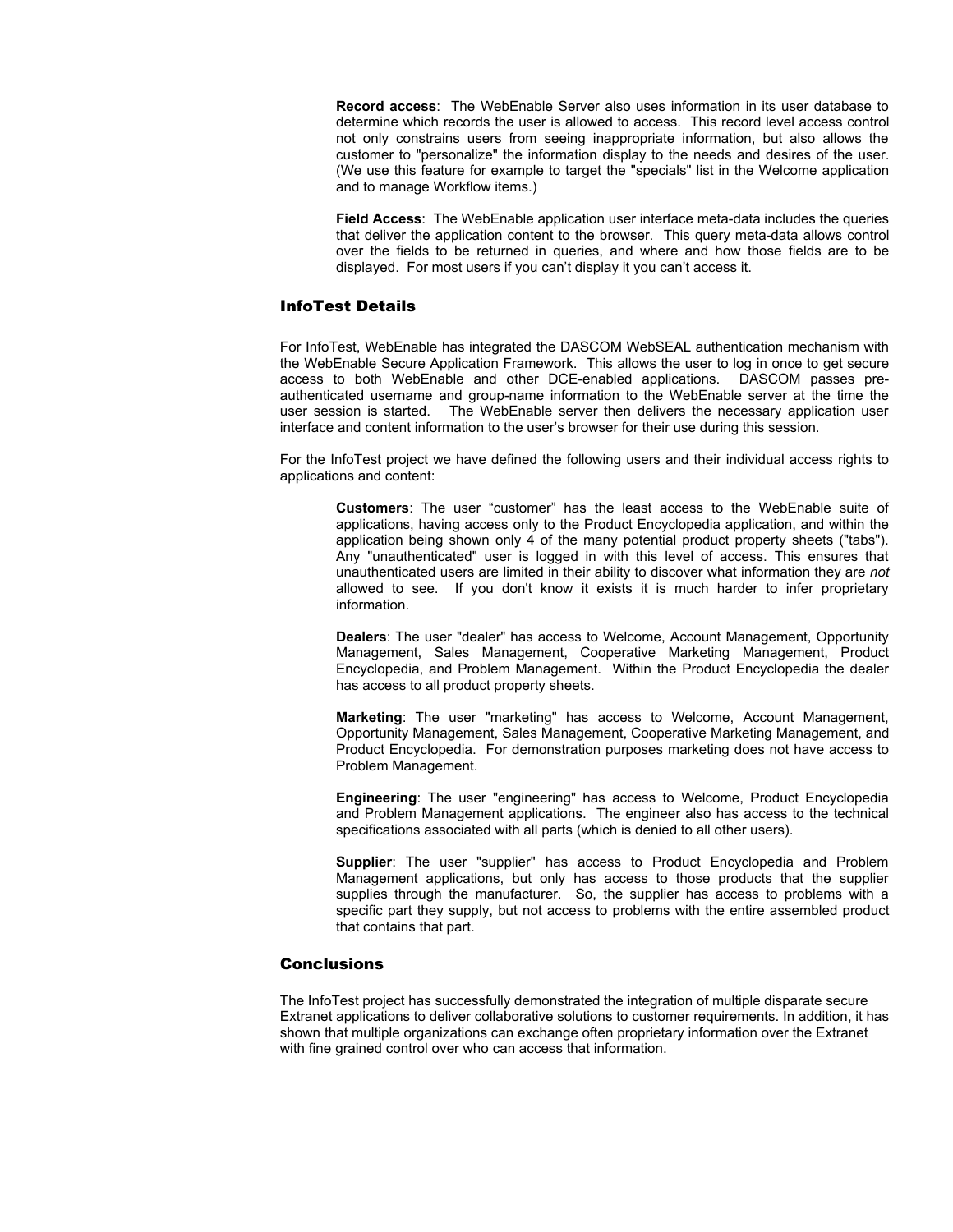**Record access**: The WebEnable Server also uses information in its user database to determine which records the user is allowed to access. This record level access control not only constrains users from seeing inappropriate information, but also allows the customer to "personalize" the information display to the needs and desires of the user. (We use this feature for example to target the "specials" list in the Welcome application and to manage Workflow items.)

**Field Access**: The WebEnable application user interface meta-data includes the queries that deliver the application content to the browser. This query meta-data allows control over the fields to be returned in queries, and where and how those fields are to be displayed. For most users if you can't display it you can't access it.

## InfoTest Details

For InfoTest, WebEnable has integrated the DASCOM WebSEAL authentication mechanism with the WebEnable Secure Application Framework. This allows the user to log in once to get secure access to both WebEnable and other DCE-enabled applications. DASCOM passes pre-authenticated username and group-name information to the WebEnable server at the time the user session is started. The WebEnable server then delivers the necessary application user interface and content information to the user's browser for their use during this session.

For the InfoTest project we have defined the following users and their individual access rights to applications and content:

**Customers**: The user "customer" has the least access to the WebEnable suite of applications, having access only to the Product Encyclopedia application, and within the application being shown only 4 of the many potential product property sheets ("tabs"). Any "unauthenticated" user is logged in with this level of access. This ensures that unauthenticated users are limited in their ability to discover what information they are *not* allowed to see. If you don't know it exists it is much harder to infer proprietary information.

**Dealers**: The user "dealer" has access to Welcome, Account Management, Opportunity Management, Sales Management, Cooperative Marketing Management, Product Encyclopedia, and Problem Management. Within the Product Encyclopedia the dealer has access to all product property sheets.

**Marketing**: The user "marketing" has access to Welcome, Account Management, Opportunity Management, Sales Management, Cooperative Marketing Management, and Product Encyclopedia. For demonstration purposes marketing does not have access to Problem Management.

**Engineering**: The user "engineering" has access to Welcome, Product Encyclopedia and Problem Management applications. The engineer also has access to the technical specifications associated with all parts (which is denied to all other users).

**Supplier**: The user "supplier" has access to Product Encyclopedia and Problem Management applications, but only has access to those products that the supplier supplies through the manufacturer. So, the supplier has access to problems with a specific part they supply, but not access to problems with the entire assembled product that contains that part.

## Conclusions

The InfoTest project has successfully demonstrated the integration of multiple disparate secure Extranet applications to deliver collaborative solutions to customer requirements. In addition, it has shown that multiple organizations can exchange often proprietary information over the Extranet with fine grained control over who can access that information.